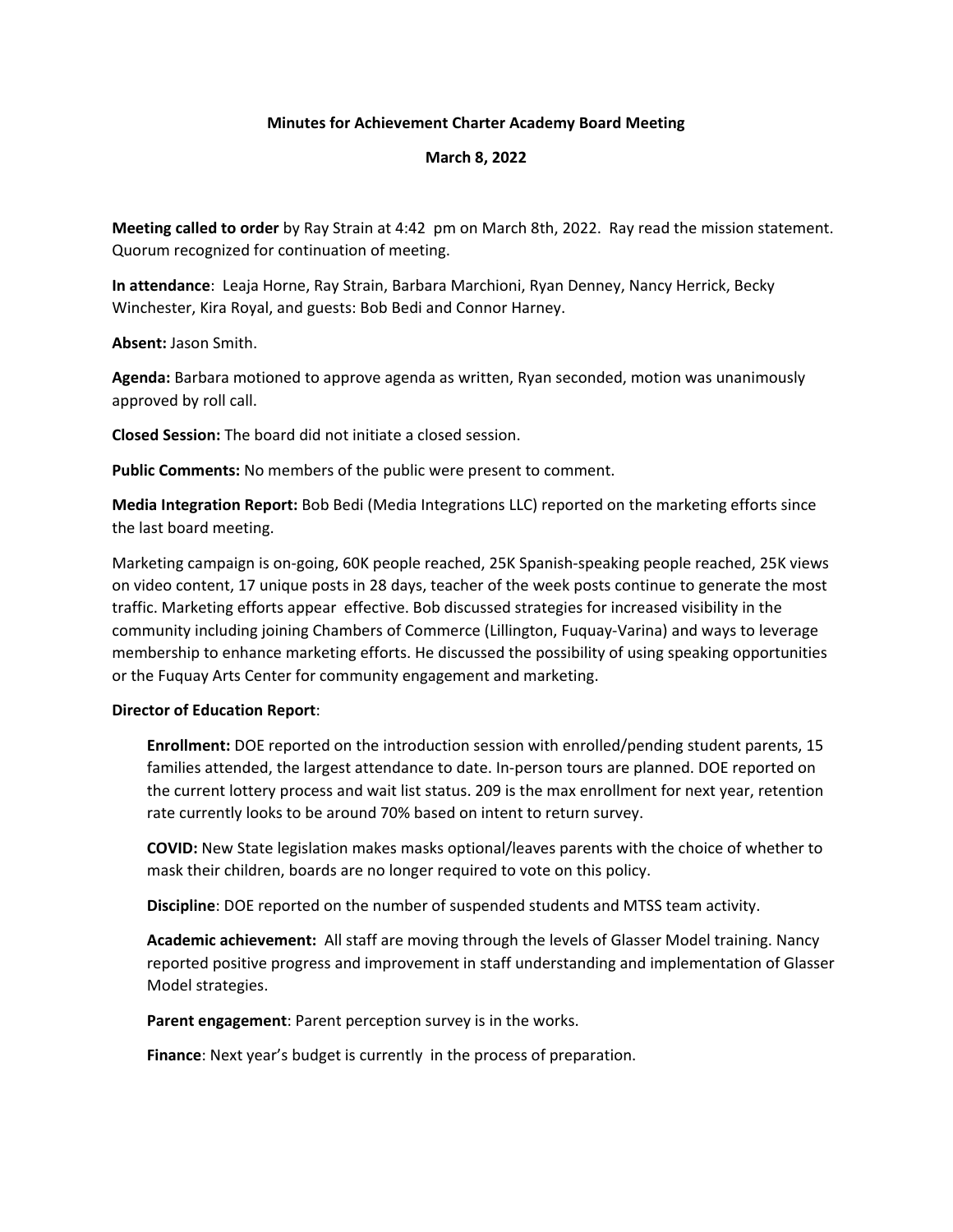**Minutes for Achievement Charter Academy Board Meeting**

**March 8, 2022**

**Meeting called to order** by Ray Strain at 4:42 pm on March 8th, 2022. Ray read the mission statement. Quorum recognized for continuation of meeting.

**In attendance**: Leaja Horne, Ray Strain, Barbara Marchioni, Ryan Denney, Nancy Herrick, Becky Winchester, Kira Royal, and guests: Bob Bedi and Connor Harney.

**Absent:** Jason Smith.

**Agenda:** Barbara motioned to approve agenda as written, Ryan seconded, motion was unanimously approved by roll call.

**Closed Session:** The board did not initiate a closed session.

**Public Comments:** No members of the public were present to comment.

**Media Integration Report:** Bob Bedi (Media Integrations LLC) reported on the marketing efforts since the last board meeting.

Marketing campaign is on-going, 60K people reached, 25K Spanish-speaking people reached, 25K views on video content, 17 unique posts in 28 days, teacher of the week posts continue to generate the most traffic. Marketing efforts appear effective. Bob discussed strategies for increased visibility in the community including joining Chambers of Commerce (Lillington, Fuquay-Varina) and ways to leverage membership to enhance marketing efforts. He discussed the possibility of using speaking opportunities or the Fuquay Arts Center for community engagement and marketing.

**Director of Education Report**:

**Enrollment:** DOE reported on the introduction session with enrolled/pending student parents, 15 families attended, the largest attendance to date. In-person tours are planned. DOE reported on the current lottery process and wait list status. 209 is the max enrollment for next year, retention rate currently looks to be around 70% based on intent to return survey.

**COVID:** New State legislation makes masks optional/leaves parents with the choice of whether to mask their children, boards are no longer required to vote on this policy.

**Discipline**: DOE reported on the number of suspended students and MTSS team activity.

**Academic achievement:** All staff are moving through the levels of Glasser Model training. Nancy reported positive progress and improvement in staff understanding and implementation of Glasser Model strategies.

**Parent engagement**: Parent perception survey is in the works.

**Finance**: Next year's budget is currently in the process of preparation.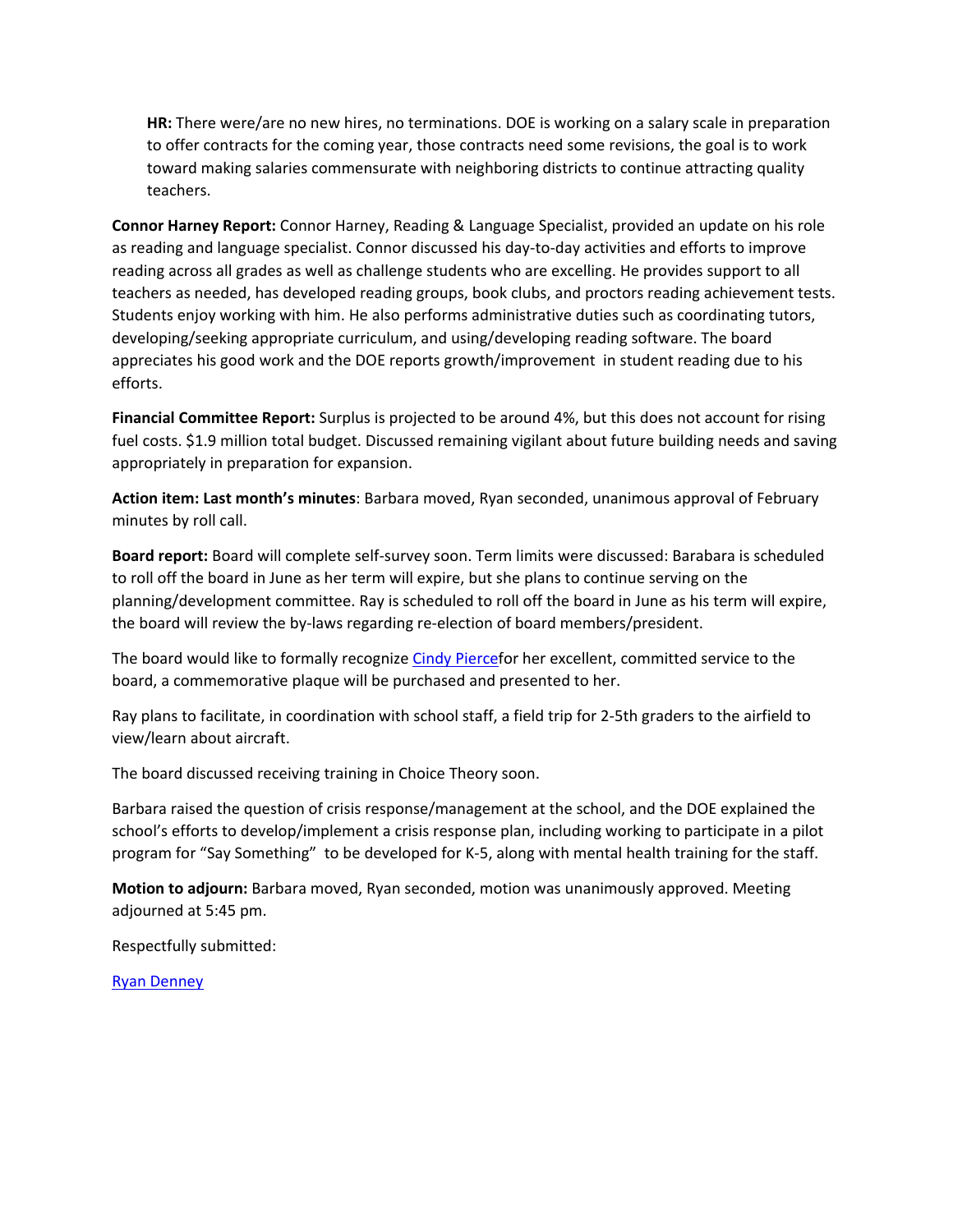**HR:** There were/are no new hires, no terminations. DOE is working on a salary scale in preparation to offer contracts for the coming year, those contracts need some revisions, the goal is to work toward making salaries commensurate with neighboring districts to continue attracting quality teachers.

**Connor Harney Report:** Connor Harney, Reading & Language Specialist, provided an update on his role as reading and language specialist. Connor discussed his day-to-day activities and efforts to improve reading across all grades as well as challenge students who are excelling. He provides support to all teachers as needed, has developed reading groups, book clubs, and proctors reading achievement tests. Students enjoy working with him. He also performs administrative duties such as coordinating tutors, developing/seeking appropriate curriculum, and using/developing reading software. The board appreciates his good work and the DOE reports growth/improvement in student reading due to his efforts.

**Financial Committee Report:** Surplus is projected to be around 4%, but this does not account for rising fuel costs. $1.9 million total budget. Discussed remaining vigilant about future building needs and saving appropriately in preparation for expansion.

**Action item: Last month's minutes**: Barbara moved, Ryan seconded, unanimous approval of February minutes by roll call.

**Board report:** Board will complete self-survey soon. Term limits were discussed: Barabara is scheduled to roll off the board in June as her term will expire, but she plans to continue serving on the planning/development committee. Ray is scheduled to roll off the board in June as his term will expire, the board will review the by-laws regarding re-election of board members/president.

The board would like to formally recognize Cindy Piercefor her excellent, committed service to the board, a commemorative plaque will be purchased and presented to her.

Ray plans to facilitate, in coordination with school staff, a field trip for 2-5th graders to the airfield to view/learn about aircraft.

The board discussed receiving training in Choice Theory soon.

Barbara raised the question of crisis response/management at the school, and the DOE explained the school's efforts to develop/implement a crisis response plan, including working to participate in a pilot program for "Say Something" to be developed for K-5, along with mental health training for the staff.

**Motion to adjourn:** Barbara moved, Ryan seconded, motion was unanimously approved. Meeting adjourned at 5:45 pm.

Respectfully submitted:

Ryan Denney